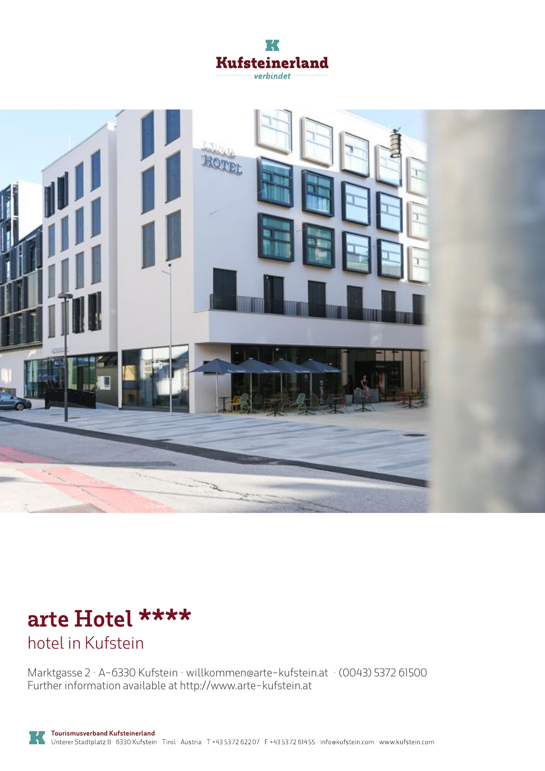Kufsteinerland
verbindet

# arte Hotel ****

## hotel in Kufstein

Marktgasse 2 · A-6330 Kufstein · willkommen@arte-kufstein.at · (0043) 5372 61500
Further information available at http://www.arte-kufstein.at

**Tourismusverband Kufsteinerland**
Unterer Stadtplatz 11 · 6330 Kufstein · Tirol · Austria · T +43 5372 62207 · F +43 5372 61455 · info@kufstein.com · www.kufstein.com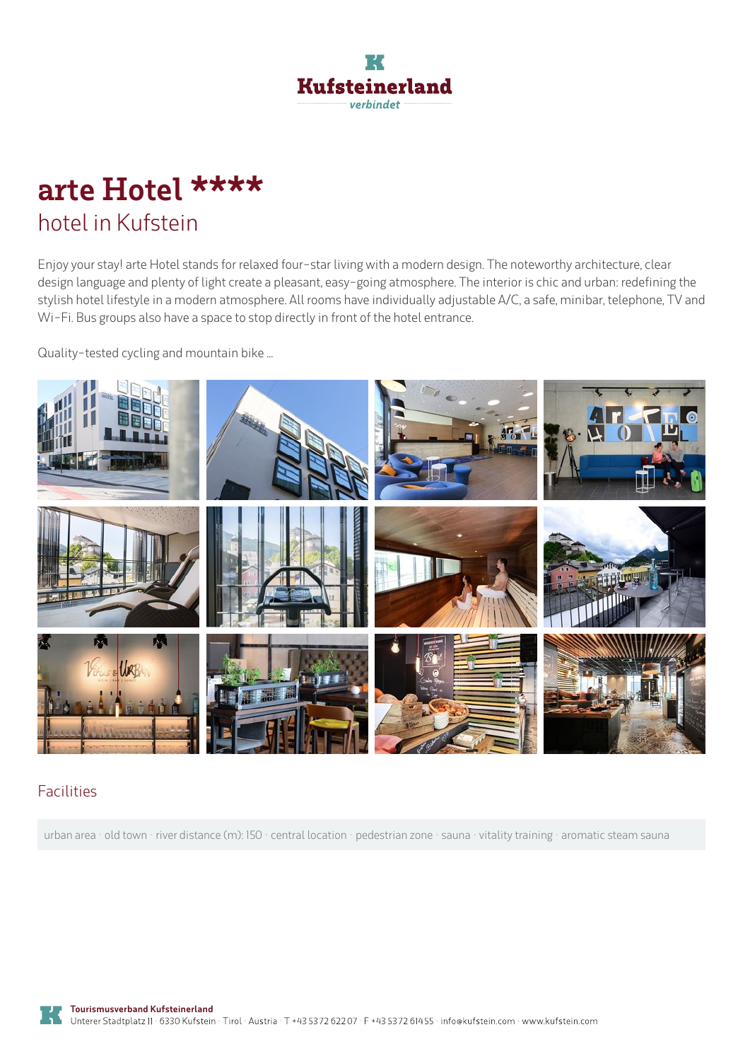# arte Hotel ****

## hotel in Kufstein

Enjoy your stay! arte Hotel stands for relaxed four-star living with a modern design. The noteworthy architecture, clear design language and plenty of light create a pleasant, easy-going atmosphere. The interior is chic and urban: redefining the stylish hotel lifestyle in a modern atmosphere. All rooms have individually adjustable A/C, a safe, minibar, telephone, TV and Wi-Fi. Bus groups also have a space to stop directly in front of the hotel entrance.

Quality-tested cycling and mountain bike ...

## Facilities

urban area · old town · river distance (m): 150 · central location · pedestrian zone · sauna · vitality training · aromatic steam sauna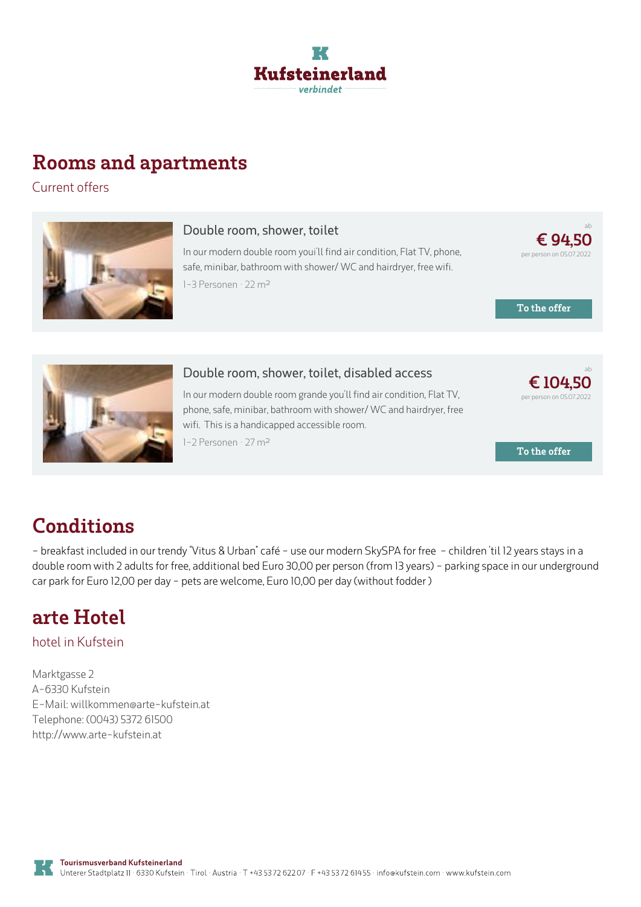# Rooms and apartments

Current offers

### Double room, shower, toilet

In our modern double room you'll find air condition, Flat TV, phone, safe, minibar, bathroom with shower/ WC and hairdryer, free wifi.

1-3 Personen · 22 m²

ab **€ 94,50** per person on 05.07.2022

To the offer

### Double room, shower, toilet, disabled access

In our modern double room grande you'll find air condition, Flat TV, phone, safe, minibar, bathroom with shower/ WC and hairdryer, free wifi. This is a handicapped accessible room.

1-2 Personen · 27 m²

ab **€ 104,50** per person on 05.07.2022

To the offer

## Conditions

- breakfast included in our trendy "Vitus & Urban" café - use our modern SkySPA for free - children 'til 12 years stays in a double room with 2 adults for free, additional bed Euro 30,00 per person (from 13 years) - parking space in our underground car park for Euro 12,00 per day - pets are welcome, Euro 10,00 per day (without fodder )

## arte Hotel

hotel in Kufstein

Marktgasse 2
A-6330 Kufstein
E-Mail: willkommen@arte-kufstein.at
Telephone: (0043) 5372 61500
http://www.arte-kufstein.at